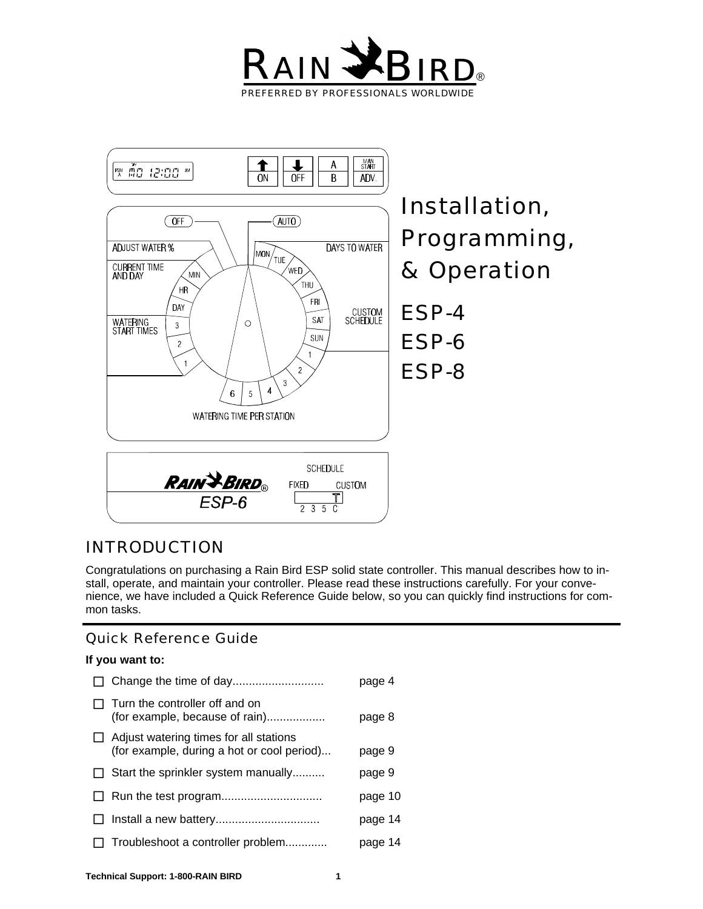# RAIN BIRD®

PREFERRED BY PROFESSIONALS WORLDWIDE

# Installation, Programming, & Operation

## ESP-4
## ESP-6
## ESP-8

## INTRODUCTION

Congratulations on purchasing a Rain Bird ESP solid state controller. This manual describes how to install, operate, and maintain your controller. Please read these instructions carefully. For your convenience, we have included a Quick Reference Guide below, so you can quickly find instructions for common tasks.

### Quick Reference Guide

**If you want to:**

- ☐ Change the time of day............................ page 4
- ☐ Turn the controller off and on (for example, because of rain).................. page 8
- ☐ Adjust watering times for all stations (for example, during a hot or cool period)... page 9
- ☐ Start the sprinkler system manually.......... page 9
- ☐ Run the test program............................... page 10
- ☐ Install a new battery................................ page 14
- ☐ Troubleshoot a controller problem............. page 14

**Technical Support: 1-800-RAIN BIRD**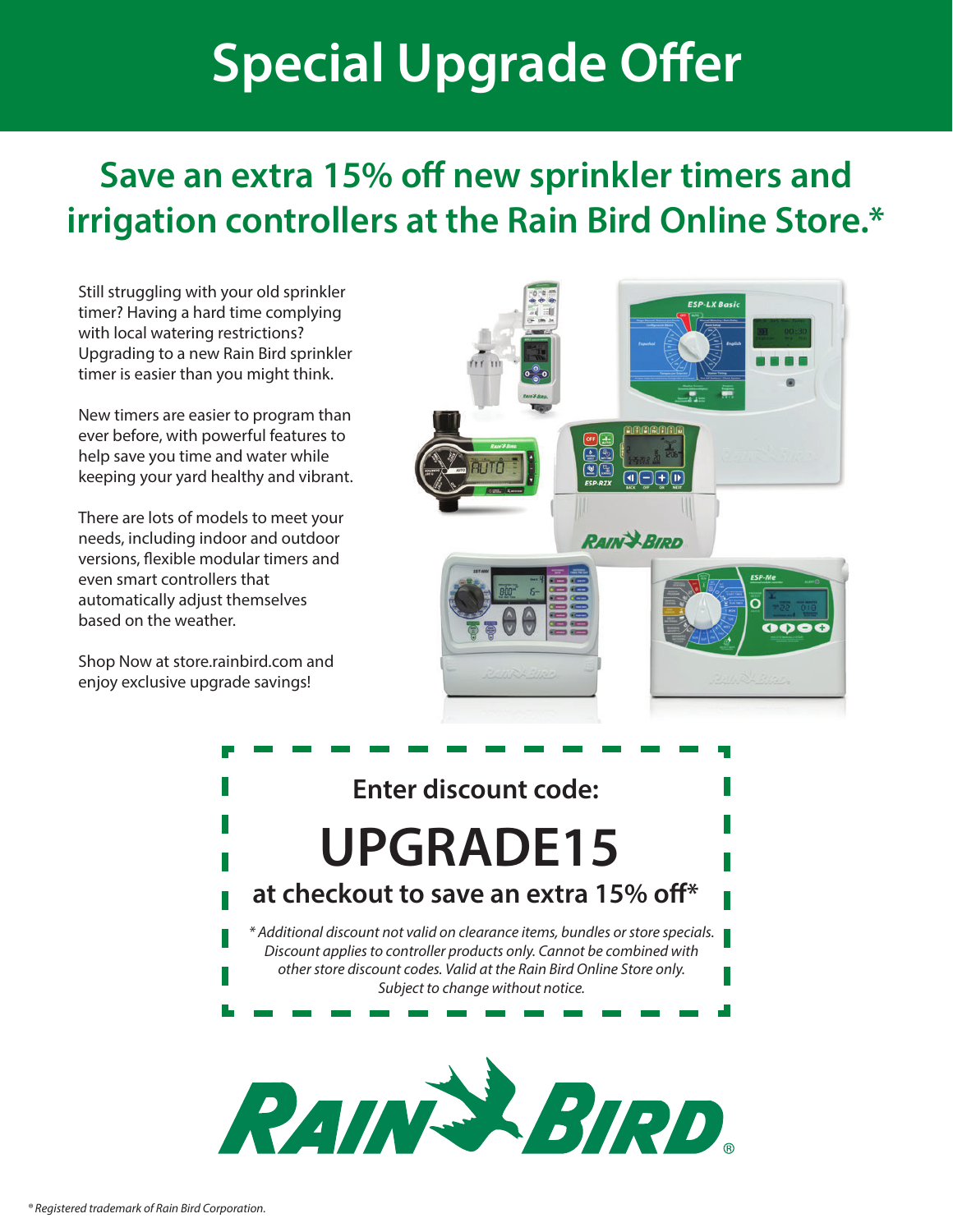# Special Upgrade Offer

## Save an extra 15% off new sprinkler timers and irrigation controllers at the Rain Bird Online Store.*

Still struggling with your old sprinkler timer? Having a hard time complying with local watering restrictions? Upgrading to a new Rain Bird sprinkler timer is easier than you might think.

New timers are easier to program than ever before, with powerful features to help save you time and water while keeping your yard healthy and vibrant.

There are lots of models to meet your needs, including indoor and outdoor versions, flexible modular timers and even smart controllers that automatically adjust themselves based on the weather.

Shop Now at store.rainbird.com and enjoy exclusive upgrade savings!

**Enter discount code:**

# UPGRADE15

**at checkout to save an extra 15% off***

*\* Additional discount not valid on clearance items, bundles or store specials. Discount applies to controller products only. Cannot be combined with other store discount codes. Valid at the Rain Bird Online Store only. Subject to change without notice.*

RAIN BIRD®

*® Registered trademark of Rain Bird Corporation.*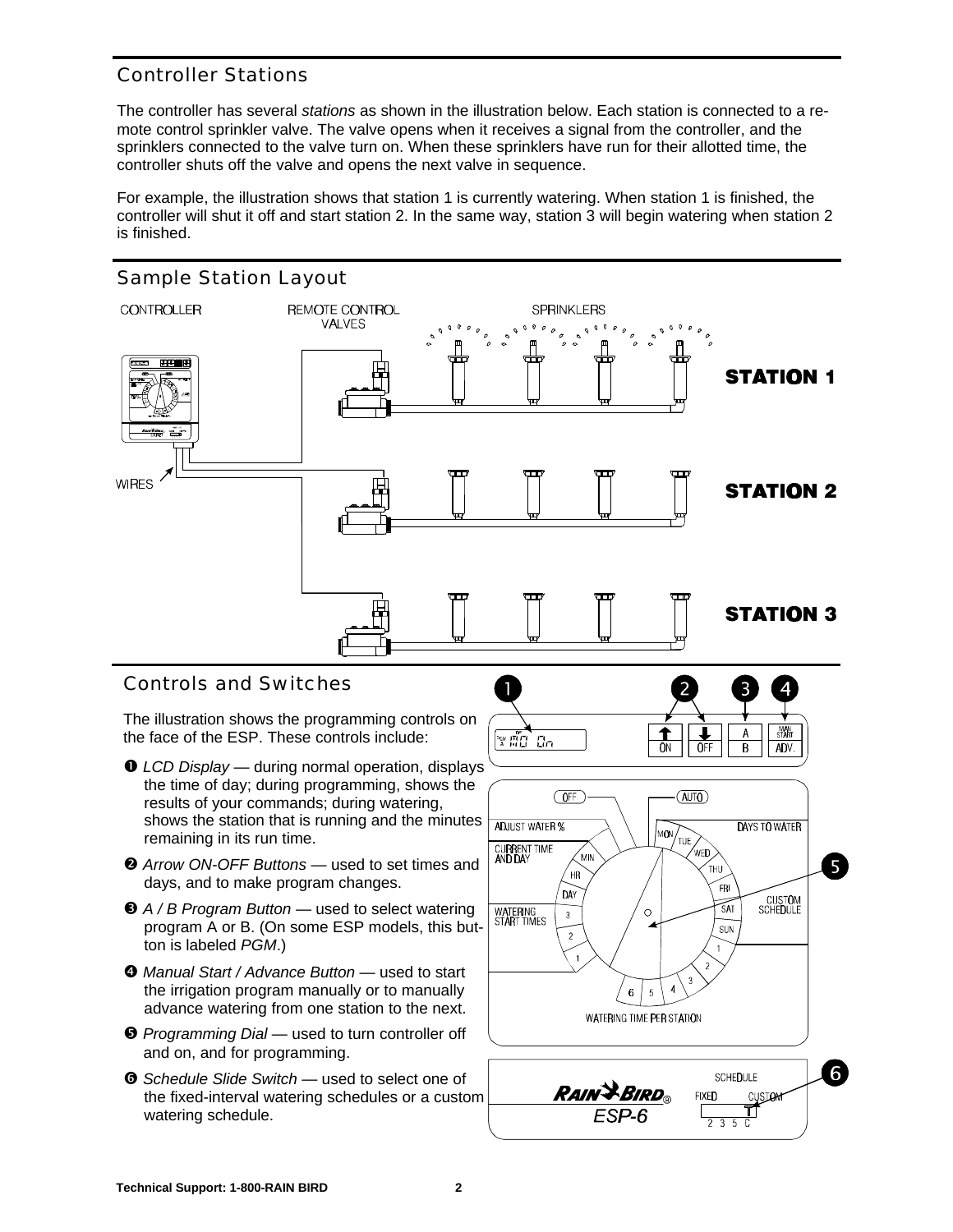## Controller Stations

The controller has several *stations* as shown in the illustration below. Each station is connected to a remote control sprinkler valve. The valve opens when it receives a signal from the controller, and the sprinklers connected to the valve turn on. When these sprinklers have run for their allotted time, the controller shuts off the valve and opens the next valve in sequence.

For example, the illustration shows that station 1 is currently watering. When station 1 is finished, the controller will shut it off and start station 2. In the same way, station 3 will begin watering when station 2 is finished.

## Sample Station Layout

CONTROLLER — REMOTE CONTROL VALVES — SPRINKLERS

WIRES

STATION 1

STATION 2

STATION 3

## Controls and Switches

The illustration shows the programming controls on the face of the ESP. These controls include:

❶ *LCD Display* — during normal operation, displays the time of day; during programming, shows the results of your commands; during watering, shows the station that is running and the minutes remaining in its run time.

❷ *Arrow ON-OFF Buttons* — used to set times and days, and to make program changes.

❸ *A / B Program Button* — used to select watering program A or B. (On some ESP models, this button is labeled *PGM*.)

❹ *Manual Start / Advance Button* — used to start the irrigation program manually or to manually advance watering from one station to the next.

❺ *Programming Dial* — used to turn controller off and on, and for programming.

❻ *Schedule Slide Switch* — used to select one of the fixed-interval watering schedules or a custom watering schedule.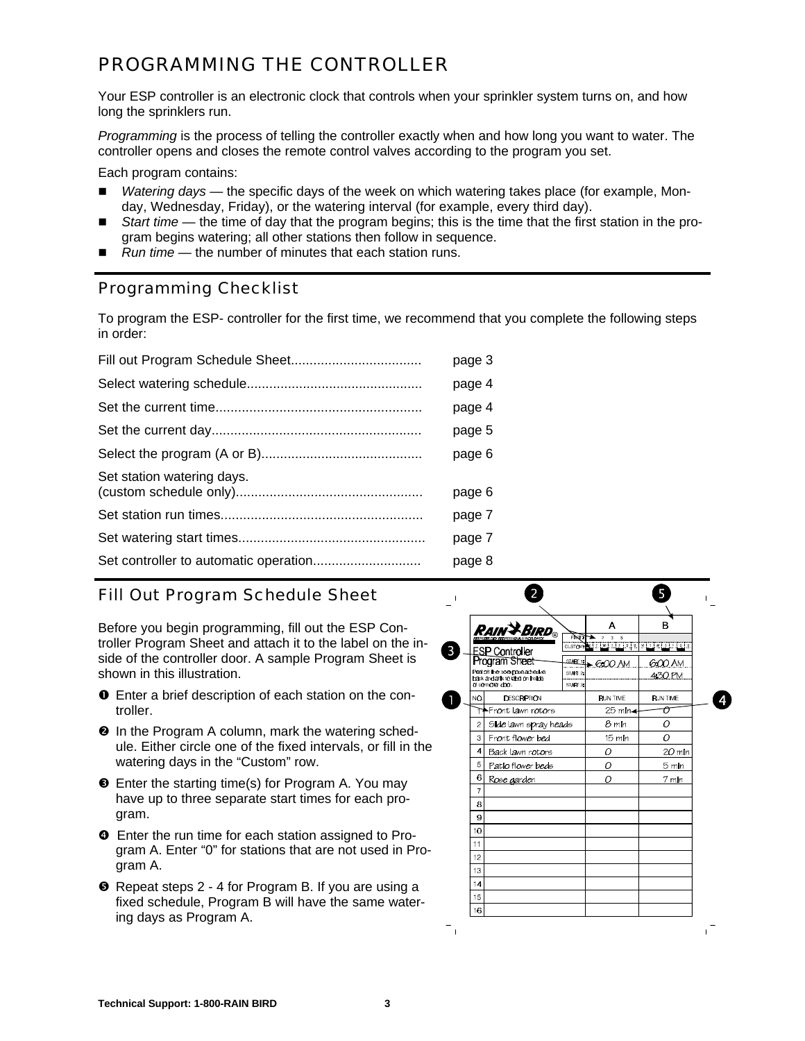# PROGRAMMING THE CONTROLLER

Your ESP controller is an electronic clock that controls when your sprinkler system turns on, and how long the sprinklers run.

*Programming* is the process of telling the controller exactly when and how long you want to water. The controller opens and closes the remote control valves according to the program you set.

Each program contains:

- *Watering days* — the specific days of the week on which watering takes place (for example, Monday, Wednesday, Friday), or the watering interval (for example, every third day).
- *Start time* — the time of day that the program begins; this is the time that the first station in the program begins watering; all other stations then follow in sequence.
- *Run time* — the number of minutes that each station runs.

## Programming Checklist

To program the ESP- controller for the first time, we recommend that you complete the following steps in order:

| Step | Page |
|---|---|
| Fill out Program Schedule Sheet | page 3 |
| Select watering schedule | page 4 |
| Set the current time | page 4 |
| Set the current day | page 5 |
| Select the program (A or B) | page 6 |
| Set station watering days. (custom schedule only) | page 6 |
| Set station run times | page 7 |
| Set watering start times | page 7 |
| Set controller to automatic operation | page 8 |

## Fill Out Program Schedule Sheet

Before you begin programming, fill out the ESP Controller Program Sheet and attach it to the label on the inside of the controller door. A sample Program Sheet is shown in this illustration.

1. Enter a brief description of each station on the controller.
2. In the Program A column, mark the watering schedule. Either circle one of the fixed intervals, or fill in the watering days in the "Custom" row.
3. Enter the starting time(s) for Program A. You may have up to three separate start times for each program.
4. Enter the run time for each station assigned to Program A. Enter "0" for stations that are not used in Program A.
5. Repeat steps 2 - 4 for Program B. If you are using a fixed schedule, Program B will have the same watering days as Program A.

RAIN BIRD ESP Controller Program Sheet

Peel off liner to expose adhesive back and affix to label on inside of controller door.

| | | A | B |
|---|---|---|---|
| | START 1 | 6:00 AM | 6:00 AM |
| | START 2 | | 4:30 PM |
| | START 3 | | |
| NO. | DESCRIPTION | RUN TIME | RUN TIME |
| 1 | Front lawn rotors | 25 min | 0 |
| 2 | Side lawn spray heads | 8 min | 0 |
| 3 | Front flower bed | 15 min | 0 |
| 4 | Back lawn rotors | 0 | 20 min |
| 5 | Patio flower beds | 0 | 5 min |
| 6 | Rose garden | 0 | 7 min |
| 7 | | | |
| 8 | | | |
| 9 | | | |
| 10 | | | |
| 11 | | | |
| 12 | | | |
| 13 | | | |
| 14 | | | |
| 15 | | | |
| 16 | | | |

Technical Support: 1-800-RAIN BIRD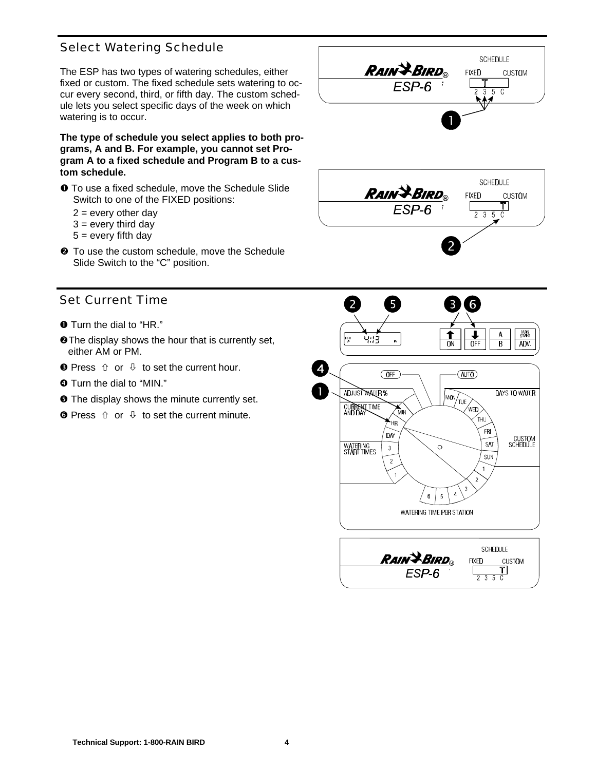## Select Watering Schedule

The ESP has two types of watering schedules, either fixed or custom. The fixed schedule sets watering to occur every second, third, or fifth day. The custom schedule lets you select specific days of the week on which watering is to occur.

**The type of schedule you select applies to both programs, A and B. For example, you cannot set Program A to a fixed schedule and Program B to a custom schedule.**

➊ To use a fixed schedule, move the Schedule Slide Switch to one of the FIXED positions:

2 = every other day
3 = every third day
5 = every fifth day

➋ To use the custom schedule, move the Schedule Slide Switch to the "C" position.

## Set Current Time

➊ Turn the dial to "HR."

➋ The display shows the hour that is currently set, either AM or PM.

➌ Press ⇧ or ⇩ to set the current hour.

➍ Turn the dial to "MIN."

➎ The display shows the minute currently set.

➏ Press ⇧ or ⇩ to set the current minute.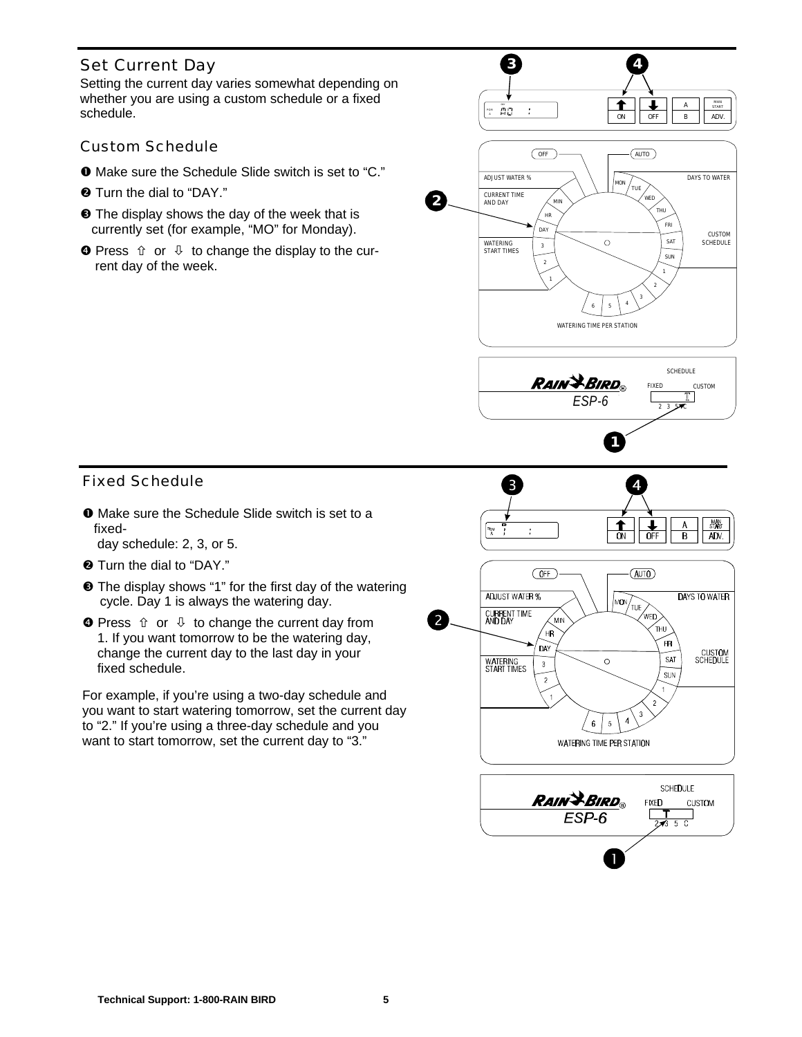## Set Current Day

Setting the current day varies somewhat depending on whether you are using a custom schedule or a fixed schedule.

### Custom Schedule

➊ Make sure the Schedule Slide switch is set to “C.”

➋ Turn the dial to “DAY.”

➌ The display shows the day of the week that is currently set (for example, “MO” for Monday).

➍ Press ⇧ or ⇩ to change the display to the current day of the week.

### Fixed Schedule

➊ Make sure the Schedule Slide switch is set to a fixed-day schedule: 2, 3, or 5.

➋ Turn the dial to “DAY.”

➌ The display shows “1” for the first day of the watering cycle. Day 1 is always the watering day.

➍ Press ⇧ or ⇩ to change the current day from 1. If you want tomorrow to be the watering day, change the current day to the last day in your fixed schedule.

For example, if you’re using a two-day schedule and you want to start watering tomorrow, set the current day to “2.” If you’re using a three-day schedule and you want to start tomorrow, set the current day to “3.”

Technical Support: 1-800-RAIN BIRD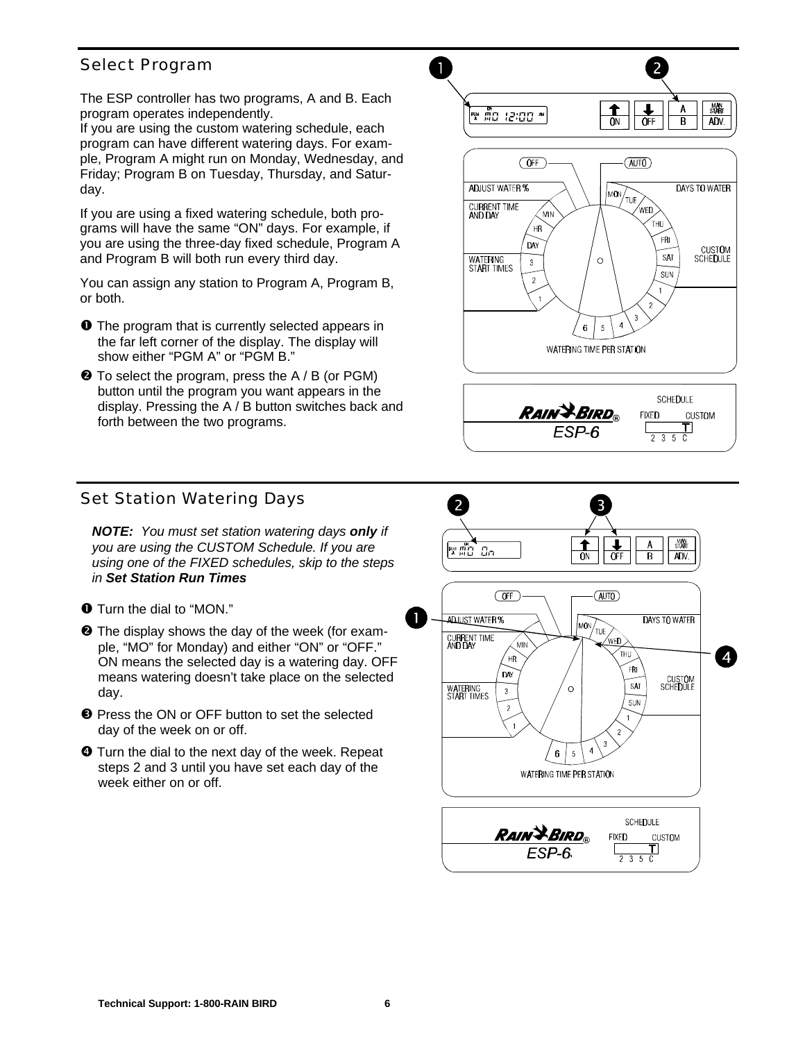## Select Program

The ESP controller has two programs, A and B. Each program operates independently.
If you are using the custom watering schedule, each program can have different watering days. For example, Program A might run on Monday, Wednesday, and Friday; Program B on Tuesday, Thursday, and Saturday.

If you are using a fixed watering schedule, both programs will have the same "ON" days. For example, if you are using the three-day fixed schedule, Program A and Program B will both run every third day.

You can assign any station to Program A, Program B, or both.

❶ The program that is currently selected appears in the far left corner of the display. The display will show either "PGM A" or "PGM B."

❷ To select the program, press the A / B (or PGM) button until the program you want appears in the display. Pressing the A / B button switches back and forth between the two programs.

## Set Station Watering Days

***NOTE:** You must set station watering days **only** if you are using the CUSTOM Schedule. If you are using one of the FIXED schedules, skip to the steps in **Set Station Run Times***

❶ Turn the dial to "MON."

❷ The display shows the day of the week (for example, "MO" for Monday) and either "ON" or "OFF." ON means the selected day is a watering day. OFF means watering doesn't take place on the selected day.

❸ Press the ON or OFF button to set the selected day of the week on or off.

❹ Turn the dial to the next day of the week. Repeat steps 2 and 3 until you have set each day of the week either on or off.

**Technical Support: 1-800-RAIN BIRD**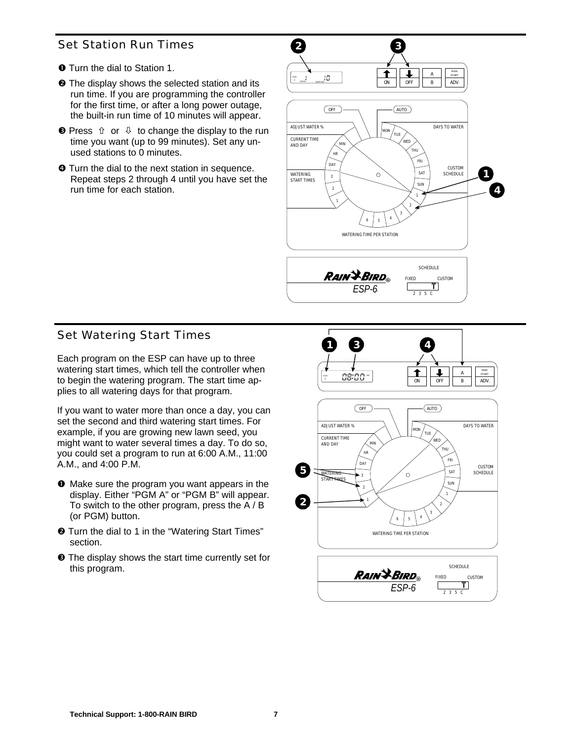## Set Station Run Times

❶ Turn the dial to Station 1.

❷ The display shows the selected station and its run time. If you are programming the controller for the first time, or after a long power outage, the built-in run time of 10 minutes will appear.

❸ Press ⇧ or ⇩ to change the display to the run time you want (up to 99 minutes). Set any unused stations to 0 minutes.

❹ Turn the dial to the next station in sequence. Repeat steps 2 through 4 until you have set the run time for each station.

## Set Watering Start Times

Each program on the ESP can have up to three watering start times, which tell the controller when to begin the watering program. The start time applies to all watering days for that program.

If you want to water more than once a day, you can set the second and third watering start times. For example, if you are growing new lawn seed, you might want to water several times a day. To do so, you could set a program to run at 6:00 A.M., 11:00 A.M., and 4:00 P.M.

❶ Make sure the program you want appears in the display. Either “PGM A” or “PGM B” will appear. To switch to the other program, press the A / B (or PGM) button.

❷ Turn the dial to 1 in the “Watering Start Times” section.

❸ The display shows the start time currently set for this program.

**Technical Support: 1-800-RAIN BIRD**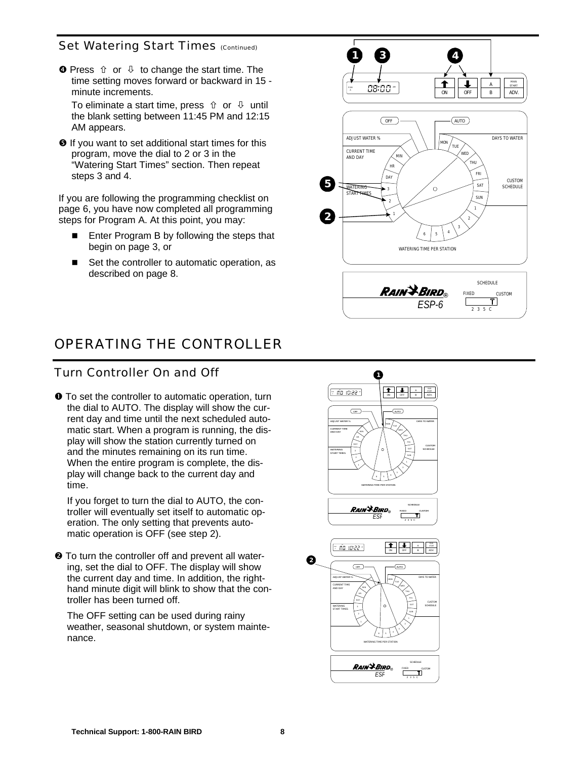## Set Watering Start Times *(Continued)*

❹ Press ⇧ or ⇩ to change the start time. The time setting moves forward or backward in 15 - minute increments.

To eliminate a start time, press ⇧ or ⇩ until the blank setting between 11:45 PM and 12:15 AM appears.

❺ If you want to set additional start times for this program, move the dial to 2 or 3 in the "Watering Start Times" section. Then repeat steps 3 and 4.

If you are following the programming checklist on page 6, you have now completed all programming steps for Program A. At this point, you may:

- Enter Program B by following the steps that begin on page 3, or
- Set the controller to automatic operation, as described on page 8.

# OPERATING THE CONTROLLER

## Turn Controller On and Off

❶ To set the controller to automatic operation, turn the dial to AUTO. The display will show the current day and time until the next scheduled automatic start. When a program is running, the display will show the station currently turned on and the minutes remaining on its run time. When the entire program is complete, the display will change back to the current day and time.

If you forget to turn the dial to AUTO, the controller will eventually set itself to automatic operation. The only setting that prevents automatic operation is OFF (see step 2).

❷ To turn the controller off and prevent all watering, set the dial to OFF. The display will show the current day and time. In addition, the right-hand minute digit will blink to show that the controller has been turned off.

The OFF setting can be used during rainy weather, seasonal shutdown, or system maintenance.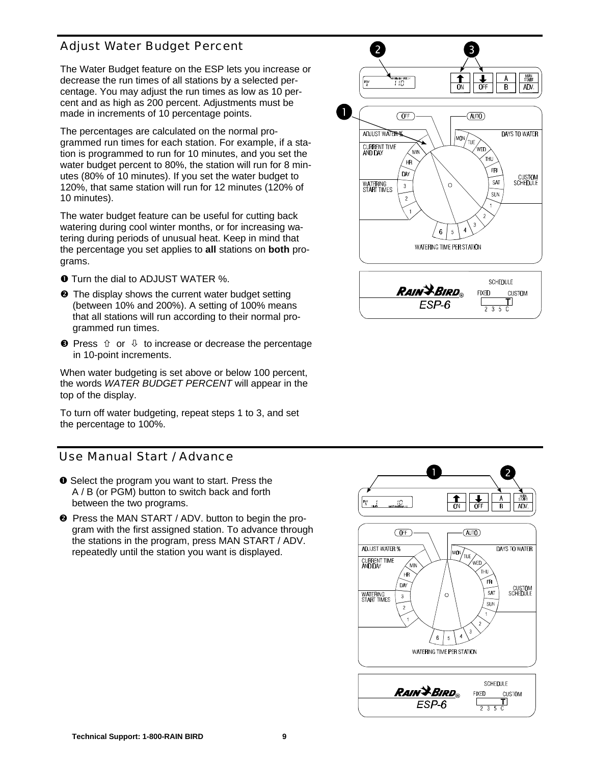## Adjust Water Budget Percent

The Water Budget feature on the ESP lets you increase or decrease the run times of all stations by a selected percentage. You may adjust the run times as low as 10 percent and as high as 200 percent. Adjustments must be made in increments of 10 percentage points.

The percentages are calculated on the normal programmed run times for each station. For example, if a station is programmed to run for 10 minutes, and you set the water budget percent to 80%, the station will run for 8 minutes (80% of 10 minutes). If you set the water budget to 120%, that same station will run for 12 minutes (120% of 10 minutes).

The water budget feature can be useful for cutting back watering during cool winter months, or for increasing watering during periods of unusual heat. Keep in mind that the percentage you set applies to **all** stations on **both** programs.

➊ Turn the dial to ADJUST WATER %.

➋ The display shows the current water budget setting (between 10% and 200%). A setting of 100% means that all stations will run according to their normal programmed run times.

➌ Press ⇧ or ⇩ to increase or decrease the percentage in 10-point increments.

When water budgeting is set above or below 100 percent, the words *WATER BUDGET PERCENT* will appear in the top of the display.

To turn off water budgeting, repeat steps 1 to 3, and set the percentage to 100%.

## Use Manual Start / Advance

➊ Select the program you want to start. Press the A / B (or PGM) button to switch back and forth between the two programs.

➋ Press the MAN START / ADV. button to begin the program with the first assigned station. To advance through the stations in the program, press MAN START / ADV. repeatedly until the station you want is displayed.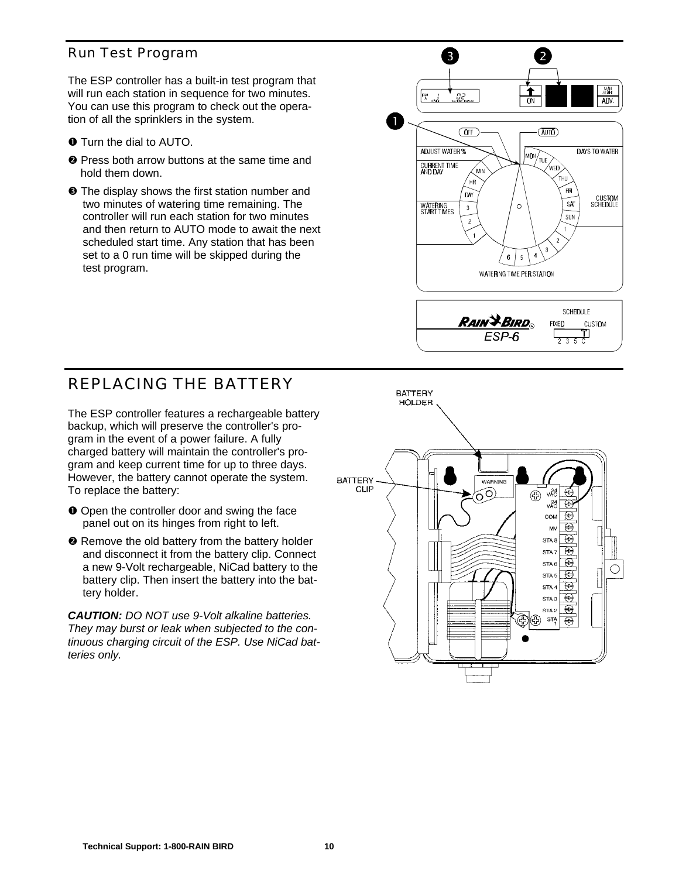## Run Test Program

The ESP controller has a built-in test program that will run each station in sequence for two minutes. You can use this program to check out the operation of all the sprinklers in the system.

❶ Turn the dial to AUTO.

❷ Press both arrow buttons at the same time and hold them down.

❸ The display shows the first station number and two minutes of watering time remaining. The controller will run each station for two minutes and then return to AUTO mode to await the next scheduled start time. Any station that has been set to a 0 run time will be skipped during the test program.

# REPLACING THE BATTERY

The ESP controller features a rechargeable battery backup, which will preserve the controller's program in the event of a power failure. A fully charged battery will maintain the controller's program and keep current time for up to three days. However, the battery cannot operate the system. To replace the battery:

❶ Open the controller door and swing the face panel out on its hinges from right to left.

❷ Remove the old battery from the battery holder and disconnect it from the battery clip. Connect a new 9-Volt rechargeable, NiCad battery to the battery clip. Then insert the battery into the battery holder.

***CAUTION:*** *DO NOT use 9-Volt alkaline batteries. They may burst or leak when subjected to the continuous charging circuit of the ESP. Use NiCad batteries only.*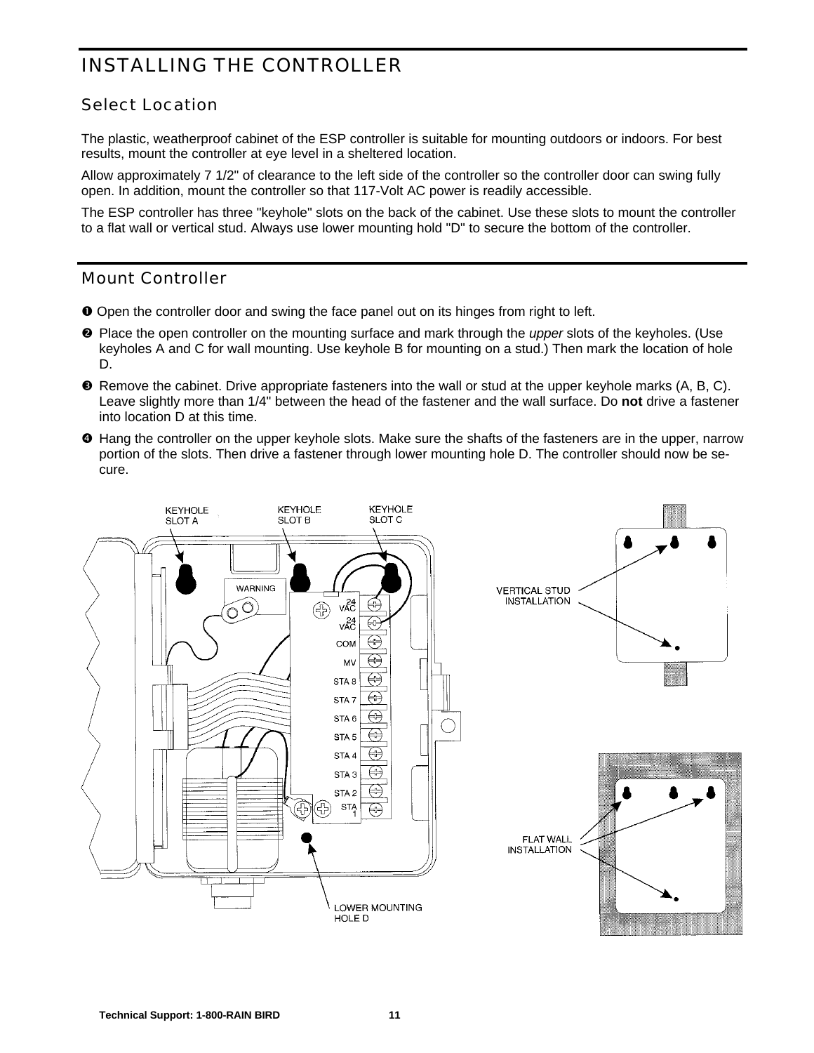# INSTALLING THE CONTROLLER

## Select Location

The plastic, weatherproof cabinet of the ESP controller is suitable for mounting outdoors or indoors. For best results, mount the controller at eye level in a sheltered location.

Allow approximately 7 1/2" of clearance to the left side of the controller so the controller door can swing fully open. In addition, mount the controller so that 117-Volt AC power is readily accessible.

The ESP controller has three "keyhole" slots on the back of the cabinet. Use these slots to mount the controller to a flat wall or vertical stud. Always use lower mounting hold "D" to secure the bottom of the controller.

## Mount Controller

❶ Open the controller door and swing the face panel out on its hinges from right to left.

❷ Place the open controller on the mounting surface and mark through the *upper* slots of the keyholes. (Use keyholes A and C for wall mounting. Use keyhole B for mounting on a stud.) Then mark the location of hole D.

❸ Remove the cabinet. Drive appropriate fasteners into the wall or stud at the upper keyhole marks (A, B, C). Leave slightly more than 1/4" between the head of the fastener and the wall surface. Do **not** drive a fastener into location D at this time.

❹ Hang the controller on the upper keyhole slots. Make sure the shafts of the fasteners are in the upper, narrow portion of the slots. Then drive a fastener through lower mounting hole D. The controller should now be secure.

KEYHOLE SLOT A, KEYHOLE SLOT B, KEYHOLE SLOT C, WARNING, 24 VAC, 24 VAC, COM, MV, STA 8, STA 7, STA 6, STA 5, STA 4, STA 3, STA 2, STA 1, LOWER MOUNTING HOLE D, VERTICAL STUD INSTALLATION, FLAT WALL INSTALLATION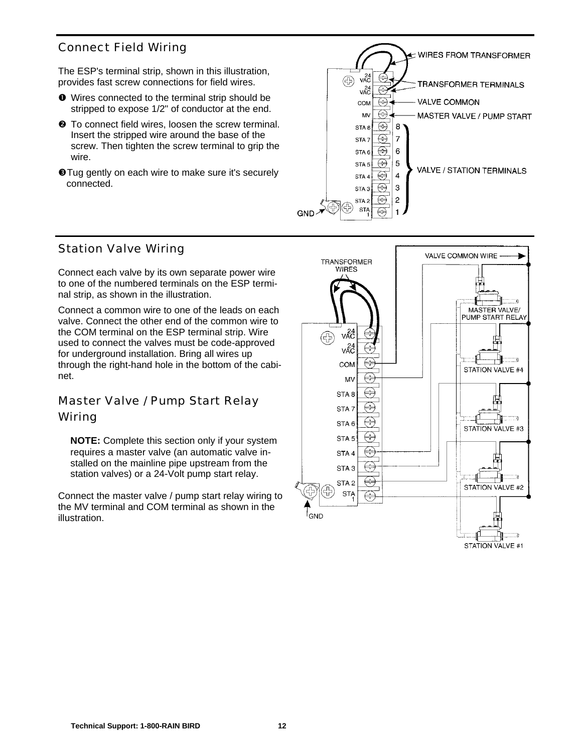## Connect Field Wiring

The ESP's terminal strip, shown in this illustration, provides fast screw connections for field wires.

1. Wires connected to the terminal strip should be stripped to expose 1/2" of conductor at the end.
2. To connect field wires, loosen the screw terminal. Insert the stripped wire around the base of the screw. Then tighten the screw terminal to grip the wire.
3. Tug gently on each wire to make sure it's securely connected.

## Station Valve Wiring

Connect each valve by its own separate power wire to one of the numbered terminals on the ESP terminal strip, as shown in the illustration.

Connect a common wire to one of the leads on each valve. Connect the other end of the common wire to the COM terminal on the ESP terminal strip. Wire used to connect the valves must be code-approved for underground installation. Bring all wires up through the right-hand hole in the bottom of the cabinet.

## Master Valve / Pump Start Relay Wiring

**NOTE:** Complete this section only if your system requires a master valve (an automatic valve installed on the mainline pipe upstream from the station valves) or a 24-Volt pump start relay.

Connect the master valve / pump start relay wiring to the MV terminal and COM terminal as shown in the illustration.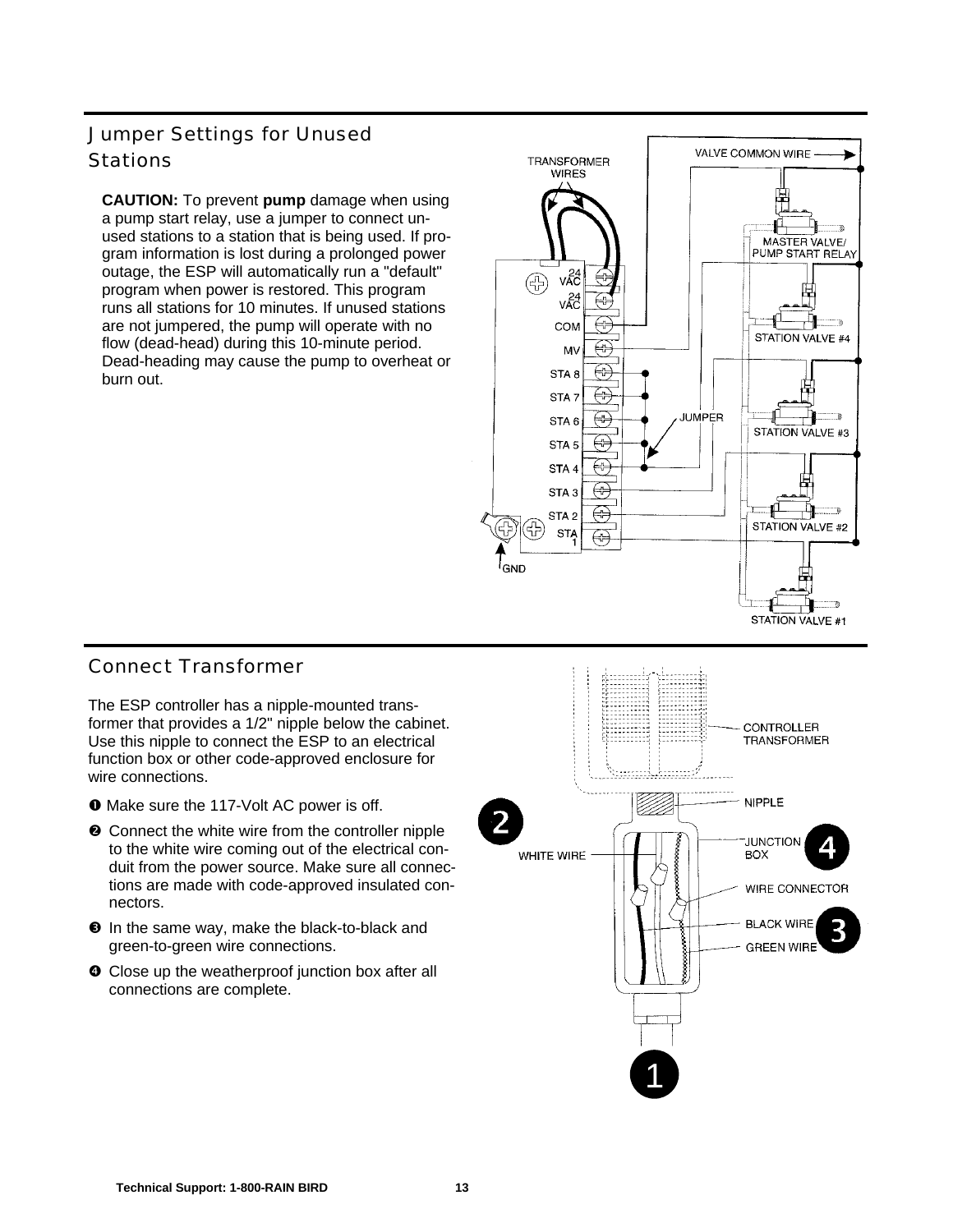## Jumper Settings for Unused Stations

**CAUTION:** To prevent **pump** damage when using a pump start relay, use a jumper to connect unused stations to a station that is being used. If program information is lost during a prolonged power outage, the ESP will automatically run a "default" program when power is restored. This program runs all stations for 10 minutes. If unused stations are not jumpered, the pump will operate with no flow (dead-head) during this 10-minute period. Dead-heading may cause the pump to overheat or burn out.

## Connect Transformer

The ESP controller has a nipple-mounted transformer that provides a 1/2" nipple below the cabinet. Use this nipple to connect the ESP to an electrical function box or other code-approved enclosure for wire connections.

❶ Make sure the 117-Volt AC power is off.

❷ Connect the white wire from the controller nipple to the white wire coming out of the electrical conduit from the power source. Make sure all connections are made with code-approved insulated connectors.

❸ In the same way, make the black-to-black and green-to-green wire connections.

❹ Close up the weatherproof junction box after all connections are complete.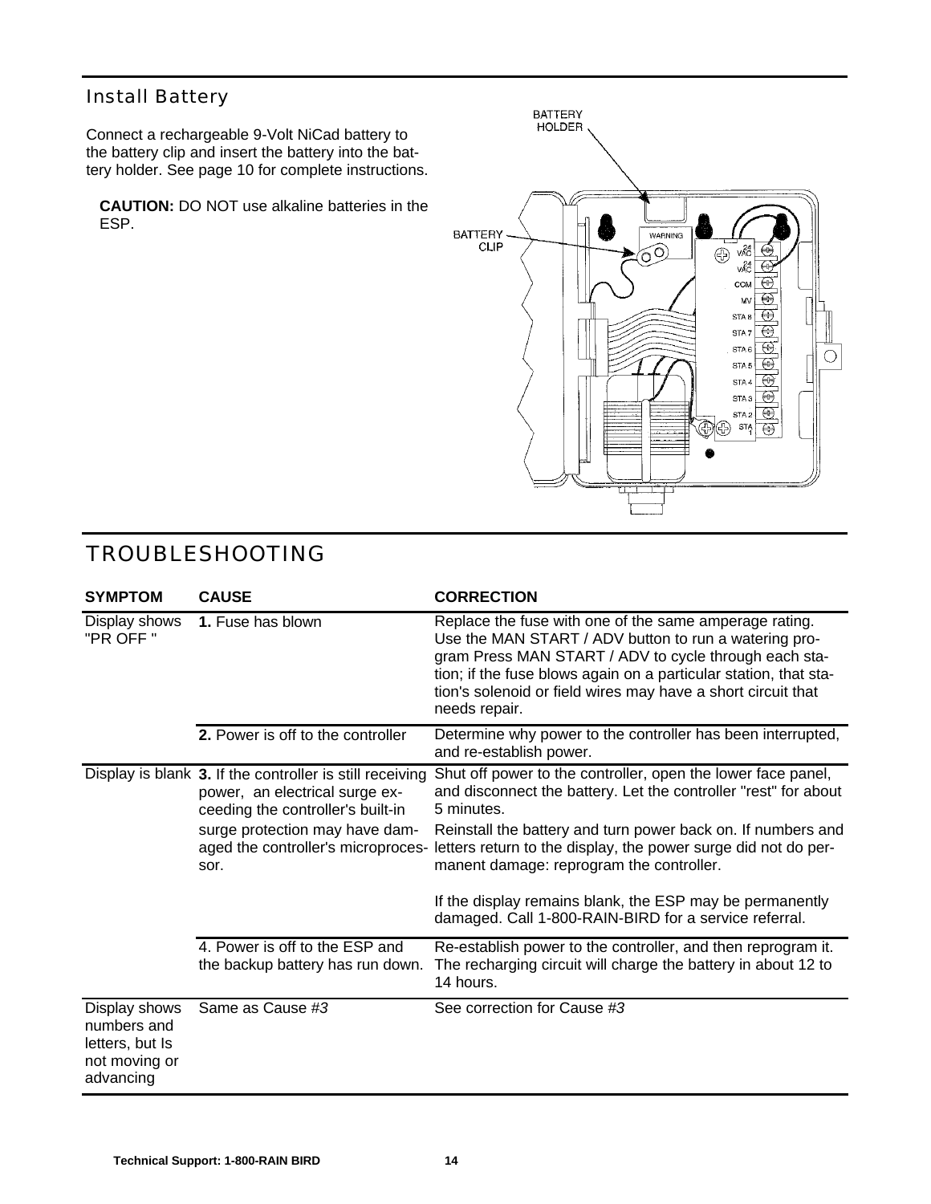## Install Battery

Connect a rechargeable 9-Volt NiCad battery to the battery clip and insert the battery into the battery holder. See page 10 for complete instructions.

**CAUTION:** DO NOT use alkaline batteries in the ESP.

BATTERY HOLDER

BATTERY CLIP

## TROUBLESHOOTING

| SYMPTOM | CAUSE | CORRECTION |
|---|---|---|
| Display shows "PR OFF " | **1.** Fuse has blown | Replace the fuse with one of the same amperage rating. Use the MAN START / ADV button to run a watering program Press MAN START / ADV to cycle through each station; if the fuse blows again on a particular station, that station's solenoid or field wires may have a short circuit that needs repair. |
| | **2.** Power is off to the controller | Determine why power to the controller has been interrupted, and re-establish power. |
| Display is blank | **3.** If the controller is still receiving power, an electrical surge exceeding the controller's built-in surge protection may have damaged the controller's microprocessor. | Shut off power to the controller, open the lower face panel, and disconnect the battery. Let the controller "rest" for about 5 minutes. Reinstall the battery and turn power back on. If numbers and letters return to the display, the power surge did not do permanent damage: reprogram the controller. If the display remains blank, the ESP may be permanently damaged. Call 1-800-RAIN-BIRD for a service referral. |
| | 4. Power is off to the ESP and the backup battery has run down. | Re-establish power to the controller, and then reprogram it. The recharging circuit will charge the battery in about 12 to 14 hours. |
| Display shows numbers and letters, but Is not moving or advancing | Same as Cause *#3* | See correction for Cause *#3* |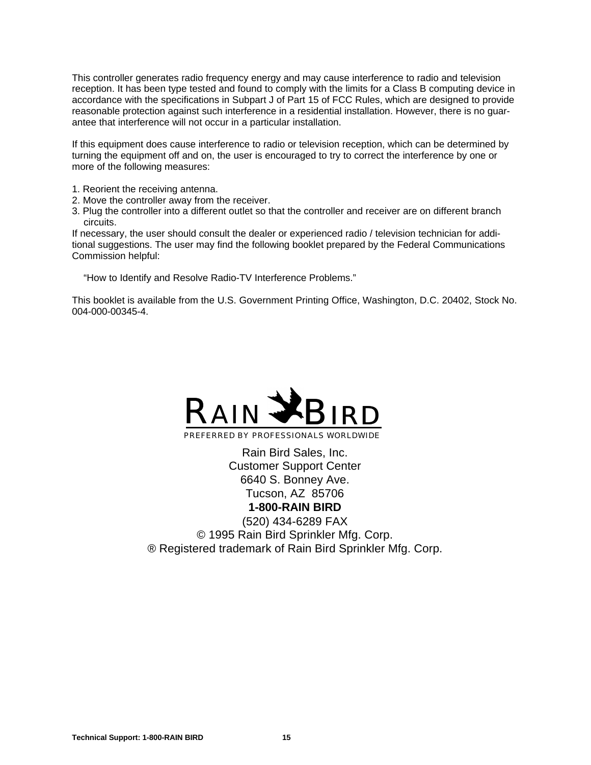This controller generates radio frequency energy and may cause interference to radio and television reception. It has been type tested and found to comply with the limits for a Class B computing device in accordance with the specifications in Subpart J of Part 15 of FCC Rules, which are designed to provide reasonable protection against such interference in a residential installation. However, there is no guarantee that interference will not occur in a particular installation.

If this equipment does cause interference to radio or television reception, which can be determined by turning the equipment off and on, the user is encouraged to try to correct the interference by one or more of the following measures:

1. Reorient the receiving antenna.
2. Move the controller away from the receiver.
3. Plug the controller into a different outlet so that the controller and receiver are on different branch circuits.

If necessary, the user should consult the dealer or experienced radio / television technician for additional suggestions. The user may find the following booklet prepared by the Federal Communications Commission helpful:

"How to Identify and Resolve Radio-TV Interference Problems."

This booklet is available from the U.S. Government Printing Office, Washington, D.C. 20402, Stock No. 004-000-00345-4.

RAIN BIRD

PREFERRED BY PROFESSIONALS WORLDWIDE

Rain Bird Sales, Inc.
Customer Support Center
6640 S. Bonney Ave.
Tucson, AZ 85706
**1-800-RAIN BIRD**
(520) 434-6289 FAX
© 1995 Rain Bird Sprinkler Mfg. Corp.
® Registered trademark of Rain Bird Sprinkler Mfg. Corp.